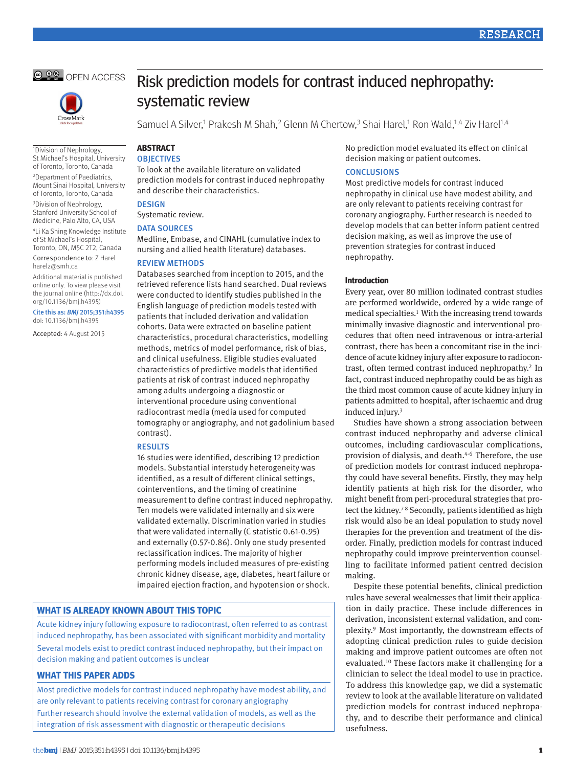# Risk prediction models for contrast induced nephropathy: systematic review

Samuel A Silver,[1] Prakesh M Shah,[2] Glenn M Chertow,[3] Shai Harel,[1] Ron Wald,[1,4] Ziv Harel[1,4]

[1]Division of Nephrology, St Michael's Hospital, University of Toronto, Toronto, Canada

[2]Department of Paediatrics, Mount Sinai Hospital, University of Toronto, Toronto, Canada

[3]Division of Nephrology, Stanford University School of Medicine, Palo Alto, CA, USA

[4]Li Ka Shing Knowledge Institute of St Michael's Hospital, Toronto, ON, M5C 2T2, Canada

Correspondence to: Z Harel harelz@smh.ca

Additional material is published online only. To view please visit the journal online (http://dx.doi.org/10.1136/bmj.h4395)

Cite this as: *BMJ* 2015;351:h4395
doi: 10.1136/bmj.h4395

Accepted: 4 August 2015

## ABSTRACT

### OBJECTIVES

To look at the available literature on validated prediction models for contrast induced nephropathy and describe their characteristics.

### DESIGN

Systematic review.

### DATA SOURCES

Medline, Embase, and CINAHL (cumulative index to nursing and allied health literature) databases.

### REVIEW METHODS

Databases searched from inception to 2015, and the retrieved reference lists hand searched. Dual reviews were conducted to identify studies published in the English language of prediction models tested with patients that included derivation and validation cohorts. Data were extracted on baseline patient characteristics, procedural characteristics, modelling methods, metrics of model performance, risk of bias, and clinical usefulness. Eligible studies evaluated characteristics of predictive models that identified patients at risk of contrast induced nephropathy among adults undergoing a diagnostic or interventional procedure using conventional radiocontrast media (media used for computed tomography or angiography, and not gadolinium based contrast).

### RESULTS

16 studies were identified, describing 12 prediction models. Substantial interstudy heterogeneity was identified, as a result of different clinical settings, cointerventions, and the timing of creatinine measurement to define contrast induced nephropathy. Ten models were validated internally and six were validated externally. Discrimination varied in studies that were validated internally (C statistic 0.61-0.95) and externally (0.57-0.86). Only one study presented reclassification indices. The majority of higher performing models included measures of pre-existing chronic kidney disease, age, diabetes, heart failure or impaired ejection fraction, and hypotension or shock. No prediction model evaluated its effect on clinical decision making or patient outcomes.

### CONCLUSIONS

Most predictive models for contrast induced nephropathy in clinical use have modest ability, and are only relevant to patients receiving contrast for coronary angiography. Further research is needed to develop models that can better inform patient centred decision making, as well as improve the use of prevention strategies for contrast induced nephropathy.

## WHAT IS ALREADY KNOWN ABOUT THIS TOPIC

Acute kidney injury following exposure to radiocontrast, often referred to as contrast induced nephropathy, has been associated with significant morbidity and mortality

Several models exist to predict contrast induced nephropathy, but their impact on decision making and patient outcomes is unclear

## WHAT THIS PAPER ADDS

Most predictive models for contrast induced nephropathy have modest ability, and are only relevant to patients receiving contrast for coronary angiography

Further research should involve the external validation of models, as well as the integration of risk assessment with diagnostic or therapeutic decisions

## Introduction

Every year, over 80 million iodinated contrast studies are performed worldwide, ordered by a wide range of medical specialties.[1] With the increasing trend towards minimally invasive diagnostic and interventional procedures that often need intravenous or intra-arterial contrast, there has been a concomitant rise in the incidence of acute kidney injury after exposure to radiocontrast, often termed contrast induced nephropathy.[2] In fact, contrast induced nephropathy could be as high as the third most common cause of acute kidney injury in patients admitted to hospital, after ischaemic and drug induced injury.[3]

Studies have shown a strong association between contrast induced nephropathy and adverse clinical outcomes, including cardiovascular complications, provision of dialysis, and death.[4-6] Therefore, the use of prediction models for contrast induced nephropathy could have several benefits. Firstly, they may help identify patients at high risk for the disorder, who might benefit from peri-procedural strategies that protect the kidney.[7,8] Secondly, patients identified as high risk would also be an ideal population to study novel therapies for the prevention and treatment of the disorder. Finally, prediction models for contrast induced nephropathy could improve preintervention counselling to facilitate informed patient centred decision making.

Despite these potential benefits, clinical prediction rules have several weaknesses that limit their application in daily practice. These include differences in derivation, inconsistent external validation, and complexity.[9] Most importantly, the downstream effects of adopting clinical prediction rules to guide decision making and improve patient outcomes are often not evaluated.[10] These factors make it challenging for a clinician to select the ideal model to use in practice. To address this knowledge gap, we did a systematic review to look at the available literature on validated prediction models for contrast induced nephropathy, and to describe their performance and clinical usefulness.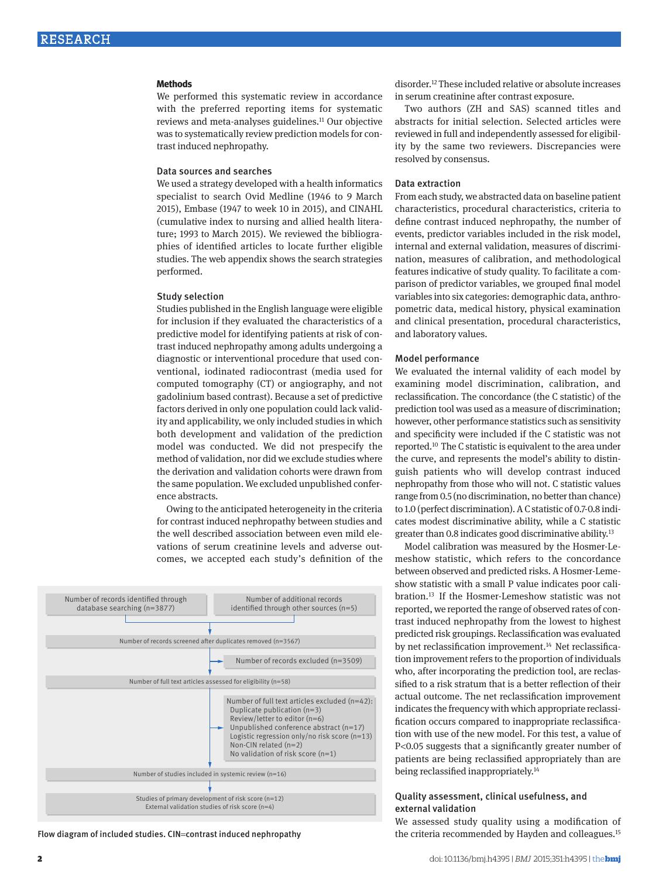## Methods

We performed this systematic review in accordance with the preferred reporting items for systematic reviews and meta-analyses guidelines.[11] Our objective was to systematically review prediction models for contrast induced nephropathy.

### Data sources and searches

We used a strategy developed with a health informatics specialist to search Ovid Medline (1946 to 9 March 2015), Embase (1947 to week 10 in 2015), and CINAHL (cumulative index to nursing and allied health literature; 1993 to March 2015). We reviewed the bibliographies of identified articles to locate further eligible studies. The web appendix shows the search strategies performed.

### Study selection

Studies published in the English language were eligible for inclusion if they evaluated the characteristics of a predictive model for identifying patients at risk of contrast induced nephropathy among adults undergoing a diagnostic or interventional procedure that used conventional, iodinated radiocontrast (media used for computed tomography (CT) or angiography, and not gadolinium based contrast). Because a set of predictive factors derived in only one population could lack validity and applicability, we only included studies in which both development and validation of the prediction model was conducted. We did not prespecify the method of validation, nor did we exclude studies where the derivation and validation cohorts were drawn from the same population. We excluded unpublished conference abstracts.

Owing to the anticipated heterogeneity in the criteria for contrast induced nephropathy between studies and the well described association between even mild elevations of serum creatinine levels and adverse outcomes, we accepted each study's definition of the disorder.[12] These included relative or absolute increases in serum creatinine after contrast exposure.

Two authors (ZH and SAS) scanned titles and abstracts for initial selection. Selected articles were reviewed in full and independently assessed for eligibility by the same two reviewers. Discrepancies were resolved by consensus.

- Number of records identified through database searching (n=3877)
- Number of additional records identified through other sources (n=5)
- Number of records screened after duplicates removed (n=3567)
  - Number of records excluded (n=3509)
- Number of full text articles assessed for eligibility (n=58)
  - Number of full text articles excluded (n=42):
    - Duplicate publication (n=3)
    - Review/letter to editor (n=6)
    - Unpublished conference abstract (n=17)
    - Logistic regression only/no risk score (n=13)
    - Non-CIN related (n=2)
    - No validation of risk score (n=1)
- Number of studies included in systemic review (n=16)
- Studies of primary development of risk score (n=12)
- External validation studies of risk score (n=4)

Flow diagram of included studies. CIN=contrast induced nephropathy

### Data extraction

From each study, we abstracted data on baseline patient characteristics, procedural characteristics, criteria to define contrast induced nephropathy, the number of events, predictor variables included in the risk model, internal and external validation, measures of discrimination, measures of calibration, and methodological features indicative of study quality. To facilitate a comparison of predictor variables, we grouped final model variables into six categories: demographic data, anthropometric data, medical history, physical examination and clinical presentation, procedural characteristics, and laboratory values.

### Model performance

We evaluated the internal validity of each model by examining model discrimination, calibration, and reclassification. The concordance (the C statistic) of the prediction tool was used as a measure of discrimination; however, other performance statistics such as sensitivity and specificity were included if the C statistic was not reported.[10] The C statistic is equivalent to the area under the curve, and represents the model's ability to distinguish patients who will develop contrast induced nephropathy from those who will not. C statistic values range from 0.5 (no discrimination, no better than chance) to 1.0 (perfect discrimination). A C statistic of 0.7-0.8 indicates modest discriminative ability, while a C statistic greater than 0.8 indicates good discriminative ability.[13]

Model calibration was measured by the Hosmer-Lemeshow statistic, which refers to the concordance between observed and predicted risks. A Hosmer-Lemeshow statistic with a small P value indicates poor calibration.[13] If the Hosmer-Lemeshow statistic was not reported, we reported the range of observed rates of contrast induced nephropathy from the lowest to highest predicted risk groupings. Reclassification was evaluated by net reclassification improvement.[14] Net reclassification improvement refers to the proportion of individuals who, after incorporating the prediction tool, are reclassified to a risk stratum that is a better reflection of their actual outcome. The net reclassification improvement indicates the frequency with which appropriate reclassification occurs compared to inappropriate reclassification with use of the new model. For this test, a value of $P<0.05$ suggests that a significantly greater number of patients are being reclassified appropriately than are being reclassified inappropriately.[14]

### Quality assessment, clinical usefulness, and external validation

We assessed study quality using a modification of the criteria recommended by Hayden and colleagues.[15]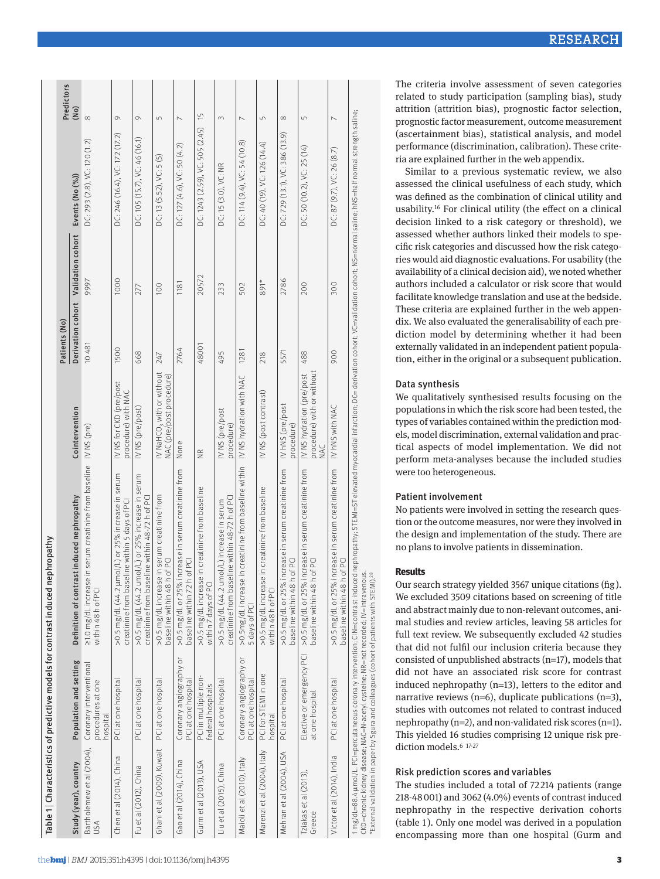Table 1 | Characteristics of predictive models for contrast induced nephropathy

| Study (year), country | Population and setting | Definition of contrast induced nephropathy | Cointervention | Patients (No) | | Events (No (%)) | Predictors (No) |
|---|---|---|---|---|---|---|---|
| | | | | Derivation cohort | Validation cohort | | |
| Bartholomew et al (2004), USA | Coronary interventional procedures at one hospital | ≥1.0 mg/dL increase in serum creatinine from baseline within 48 h of PCI | IV NS (pre) | 10 481 | 9997 | DC: 293 (2.8), VC: 120 (1.2) | 8 |
| Chen et al (2014), China | PCI at one hospital | >0.5 mg/dL (44.2 µmol/L) or 25% increase in serum creatinine from baseline within 5 days of PCI | IV NS for CKD (pre/post procedure) with NAC | 1500 | 1000 | DC: 246 (16.4), VC: 172 (17.2) | 9 |
| Fu et al (2012), China | PCI at one hospital | >0.5 mg/dL (44.2 µmol/L) or 25% increase in serum creatinine from baseline within 48-72 h of PCI | IV NS (pre/post) | 668 | 277 | DC: 105 (15.7), VC: 46 (16.1) | 9 |
| Ghani et al (2009), Kuwait | PCI at one hospital | >0.5 mg/dL increase in serum creatinine from baseline within 48 h of PCI | IV $NaHCO_3$ with or without NAC (pre/post procedure) | 247 | 100 | DC: 13 (5.52), VC: 5 (5) | 5 |
| Gao et al (2014), China | Coronary angiography or PCI at one hospital | >0.5 mg/dL or 25% increase in serum creatinine from baseline within 72 h of PCI | None | 2764 | 1181 | DC: 127 (4.6), VC: 50 (4.2) | 7 |
| Gurm et al (2013), USA | PCI in multiple non-federal hospitals | >0.5 mg/dL increase in creatinine from baseline within 7 days of PCI | NR | 48001 | 20572 | DC: 1243 (2.59), VC: 505 (2.45) | 15 |
| Liu et al (2015), China | PCI at one hospital | >0.5 mg/dL (44.2 umol/L) increase in serum creatinine from baseline within 48-72 h of PCI | IV NS (pre/post procedure) | 495 | 233 | DC: 15 (3.0), VC: NR | 3 |
| Maioli et al (2010), Italy | Coronary angiography or PCI at one hospital | >0.5mg/dL increase in creatinine from baseline within 5 days of PCI | IV NS hydration with NAC | 1281 | 502 | DC: 114 (9.4), VC: 54 (10.8) | 7 |
| Marenzi et al (2004), Italy | PCI for STEMI in one hospital | >0.5 mg/dL increase in creatinine from baseline within 48 h of PCI | IV NS (post contrast) | 218 | 891* | DC: 40 (19), VC: 126 (14.4) | 5 |
| Mehran et al (2004), USA | PCI at one hospital | >0.5 mg/dL or 25% increase in serum creatinine from baseline within 48 h of PCI | IV hNS (pre/post procedure) | 5571 | 2786 | DC: 729 (13.1), VC: 386 (13.9) | 8 |
| Tziakas et al (2013), Greece | Elective or emergency PCI at one hospital | >0.5 mg/dL or 25% increase in serum creatinine from baseline within 48 h of PCI | IV NS hydration (pre/post procedure) with or without NAC | 488 | 200 | DC: 50 (10.2), VC: 25 (14) | 5 |
| Victor et al (2014), India | PCI at one hospital | >0.5 mg/dL or 25% increase in serum creatinine from baseline within 48 h of PCI | IV hNS with NAC | 900 | 300 | DC: 87 (9.7), VC: 26 (8.7) | 7 |

1 mg/dL=88.4 µmol/L. PCI=percutaneous coronary intervention; CIN=contrast induced nephropathy; STEMI=ST elevated myocardial infarction; DC= derivation cohort; VC=validation cohort; NS=normal saline; hNS=half normal strength saline; CKD=chronic kidney disease; NAC=N-acetyl cysteine; NR=not recorded; IV=intravenous.
*External validation in paper by Sgura and colleagues (cohort of patients with STEMI).[28]

The criteria involve assessment of seven categories related to study participation (sampling bias), study attrition (attrition bias), prognostic factor selection, prognostic factor measurement, outcome measurement (ascertainment bias), statistical analysis, and model performance (discrimination, calibration). These criteria are explained further in the web appendix.

Similar to a previous systematic review, we also assessed the clinical usefulness of each study, which was defined as the combination of clinical utility and usability.[16] For clinical utility (the effect on a clinical decision linked to a risk category or threshold), we assessed whether authors linked their models to specific risk categories and discussed how the risk categories would aid diagnostic evaluations. For usability (the availability of a clinical decision aid), we noted whether authors included a calculator or risk score that would facilitate knowledge translation and use at the bedside. These criteria are explained further in the web appendix. We also evaluated the generalisability of each prediction model by determining whether it had been externally validated in an independent patient population, either in the original or a subsequent publication.

### Data synthesis

We qualitatively synthesised results focusing on the populations in which the risk score had been tested, the types of variables contained within the prediction models, model discrimination, external validation and practical aspects of model implementation. We did not perform meta-analyses because the included studies were too heterogeneous.

### Patient involvement

No patients were involved in setting the research question or the outcome measures, nor were they involved in the design and implementation of the study. There are no plans to involve patients in dissemination.

## Results

Our search strategy yielded 3567 unique citations (fig). We excluded 3509 citations based on screening of title and abstract mainly due to non-relevant outcomes, animal studies and review articles, leaving 58 articles for full text review. We subsequently excluded 42 studies that did not fulfil our inclusion criteria because they consisted of unpublished abstracts (n=17), models that did not have an associated risk score for contrast induced nephropathy (n=13), letters to the editor and narrative reviews (n=6), duplicate publications (n=3), studies with outcomes not related to contrast induced nephropathy (n=2), and non-validated risk scores (n=1). This yielded 16 studies comprising 12 unique risk prediction models.[6 17-27]

### Risk prediction scores and variables

The studies included a total of 72 214 patients (range 218-48 001) and 3062 (4.0%) events of contrast induced nephropathy in the respective derivation cohorts (table 1). Only one model was derived in a population encompassing more than one hospital (Gurm and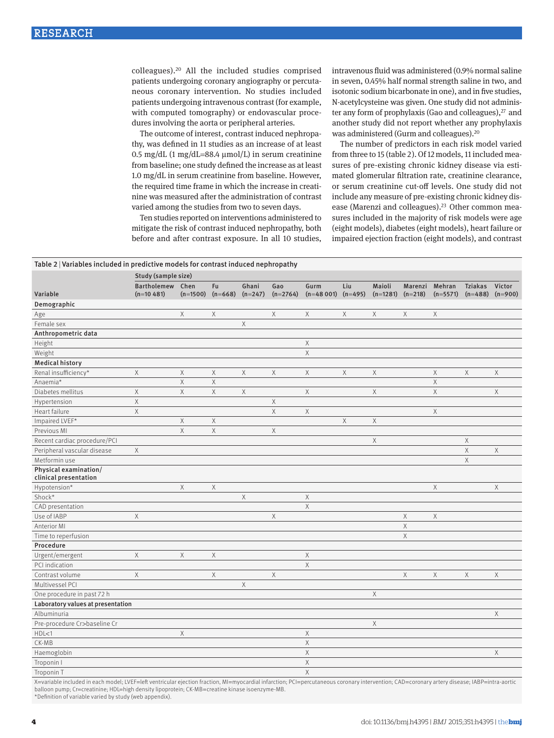colleagues).[20] All the included studies comprised patients undergoing coronary angiography or percutaneous coronary intervention. No studies included patients undergoing intravenous contrast (for example, with computed tomography) or endovascular procedures involving the aorta or peripheral arteries.

The outcome of interest, contrast induced nephropathy, was defined in 11 studies as an increase of at least 0.5 mg/dL (1 mg/dL=88.4 μmol/L) in serum creatinine from baseline; one study defined the increase as at least 1.0 mg/dL in serum creatinine from baseline. However, the required time frame in which the increase in creatinine was measured after the administration of contrast varied among the studies from two to seven days.

Ten studies reported on interventions administered to mitigate the risk of contrast induced nephropathy, both before and after contrast exposure. In all 10 studies, intravenous fluid was administered (0.9% normal saline in seven, 0.45% half normal strength saline in two, and isotonic sodium bicarbonate in one), and in five studies, N-acetylcysteine was given. One study did not administer any form of prophylaxis (Gao and colleagues),[27] and another study did not report whether any prophylaxis was administered (Gurm and colleagues).[20]

The number of predictors in each risk model varied from three to 15 (table 2). Of 12 models, 11 included measures of pre-existing chronic kidney disease via estimated glomerular filtration rate, creatinine clearance, or serum creatinine cut-off levels. One study did not include any measure of pre-existing chronic kidney disease (Marenzi and colleagues).[23] Other common measures included in the majority of risk models were age (eight models), diabetes (eight models), heart failure or impaired ejection fraction (eight models), and contrast

**Table 2** | Variables included in predictive models for contrast induced nephropathy

| | Study (sample size) | | | | | | | | | | | |
|---|---|---|---|---|---|---|---|---|---|---|---|---|
| Variable | Bartholemew (n=10 481) | Chen (n=1500) | Fu (n=668) | Ghani (n=247) | Gao (n=2764) | Gurm (n=48 001) | Liu (n=495) | Maioli (n=1281) | Marenzi (n=218) | Mehran (n=5571) | Tziakas (n=488) | Victor (n=900) |
| **Demographic** | | | | | | | | | | | | |
| Age | | X | X | | X | X | X | X | X | X | | |
| Female sex | | | | X | | | | | | | | |
| **Anthropometric data** | | | | | | | | | | | | |
| Height | | | | | | X | | | | | | |
| Weight | | | | | | X | | | | | | |
| **Medical history** | | | | | | | | | | | | |
| Renal insufficiency* | X | X | X | X | X | X | X | X | | X | X | X |
| Anaemia* | | X | X | | | | | | | X | | |
| Diabetes mellitus | X | X | X | X | | X | | X | | X | | X |
| Hypertension | X | | | | X | | | | | | | |
| Heart failure | X | | | | X | X | | | | X | | |
| Impaired LVEF* | | X | X | | | | X | X | | | | |
| Previous MI | | X | X | | X | | | | | | | |
| Recent cardiac procedure/PCI | | | | | | | | X | | | X | |
| Peripheral vascular disease | X | | | | | | | | | | X | X |
| Metformin use | | | | | | | | | | | X | |
| **Physical examination/clinical presentation** | | | | | | | | | | | | |
| Hypotension* | | X | X | | | | | | | X | | X |
| Shock* | | | | X | | X | | | | | | |
| CAD presentation | | | | | | X | | | | | | |
| Use of IABP | X | | | | X | | | | X | X | | |
| Anterior MI | | | | | | | | | X | | | |
| Time to reperfusion | | | | | | | | | X | | | |
| **Procedure** | | | | | | | | | | | | |
| Urgent/emergent | X | X | X | | | X | | | | | | |
| PCI indication | | | | | | X | | | | | | |
| Contrast volume | X | | X | | X | | | | X | X | X | X |
| Multivessel PCI | | | | X | | | | | | | | |
| One procedure in past 72 h | | | | | | | | X | | | | |
| **Laboratory values at presentation** | | | | | | | | | | | | |
| Albuminuria | | | | | | | | | | | | X |
| Pre-procedure Cr>baseline Cr | | | | | | | | X | | | | |
| HDL<1 | | X | | | | X | | | | | | |
| CK-MB | | | | | | X | | | | | | |
| Haemoglobin | | | | | | X | | | | | | X |
| Troponin I | | | | | | X | | | | | | |
| Troponin T | | | | | | X | | | | | | |

X=variable included in each model; LVEF=left ventricular ejection fraction, MI=myocardial infarction; PCI=percutaneous coronary intervention; CAD=coronary artery disease; IABP=intra-aortic balloon pump; Cr=creatinine; HDL=high density lipoprotein; CK-MB=creatine kinase isoenzyme-MB.
*Definition of variable varied by study (web appendix).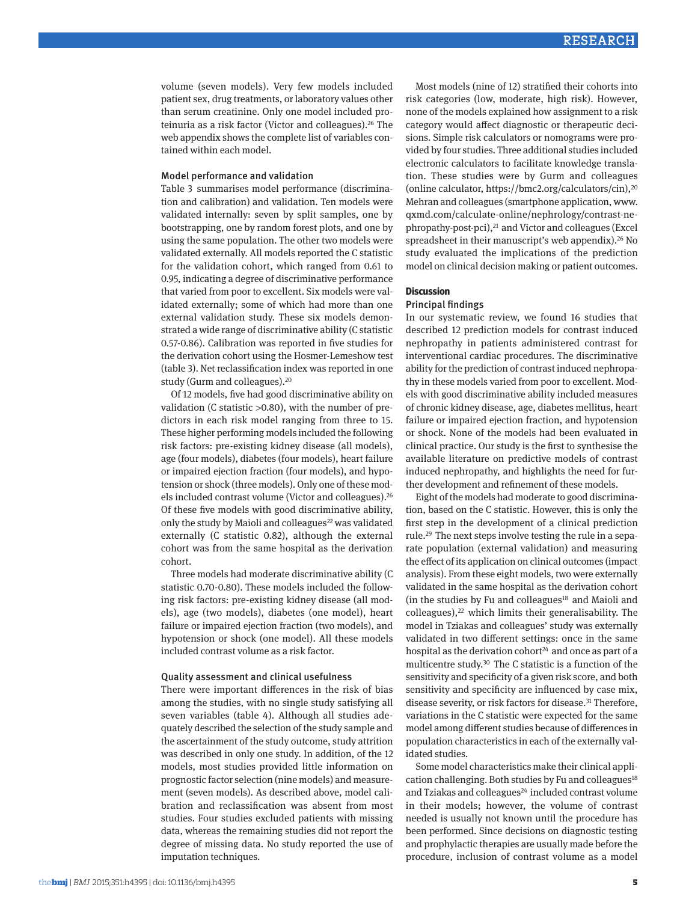volume (seven models). Very few models included patient sex, drug treatments, or laboratory values other than serum creatinine. Only one model included proteinuria as a risk factor (Victor and colleagues).[26] The web appendix shows the complete list of variables contained within each model.

### Model performance and validation

Table 3 summarises model performance (discrimination and calibration) and validation. Ten models were validated internally: seven by split samples, one by bootstrapping, one by random forest plots, and one by using the same population. The other two models were validated externally. All models reported the C statistic for the validation cohort, which ranged from 0.61 to 0.95, indicating a degree of discriminative performance that varied from poor to excellent. Six models were validated externally; some of which had more than one external validation study. These six models demonstrated a wide range of discriminative ability (C statistic 0.57-0.86). Calibration was reported in five studies for the derivation cohort using the Hosmer-Lemeshow test (table 3). Net reclassification index was reported in one study (Gurm and colleagues).[20]

Of 12 models, five had good discriminative ability on validation (C statistic >0.80), with the number of predictors in each risk model ranging from three to 15. These higher performing models included the following risk factors: pre-existing kidney disease (all models), age (four models), diabetes (four models), heart failure or impaired ejection fraction (four models), and hypotension or shock (three models). Only one of these models included contrast volume (Victor and colleagues).[26] Of these five models with good discriminative ability, only the study by Maioli and colleagues[22] was validated externally (C statistic 0.82), although the external cohort was from the same hospital as the derivation cohort.

Three models had moderate discriminative ability (C statistic 0.70-0.80). These models included the following risk factors: pre-existing kidney disease (all models), age (two models), diabetes (one model), heart failure or impaired ejection fraction (two models), and hypotension or shock (one model). All these models included contrast volume as a risk factor.

### Quality assessment and clinical usefulness

There were important differences in the risk of bias among the studies, with no single study satisfying all seven variables (table 4). Although all studies adequately described the selection of the study sample and the ascertainment of the study outcome, study attrition was described in only one study. In addition, of the 12 models, most studies provided little information on prognostic factor selection (nine models) and measurement (seven models). As described above, model calibration and reclassification was absent from most studies. Four studies excluded patients with missing data, whereas the remaining studies did not report the degree of missing data. No study reported the use of imputation techniques.

Most models (nine of 12) stratified their cohorts into risk categories (low, moderate, high risk). However, none of the models explained how assignment to a risk category would affect diagnostic or therapeutic decisions. Simple risk calculators or nomograms were provided by four studies. Three additional studies included electronic calculators to facilitate knowledge translation. These studies were by Gurm and colleagues (online calculator, https://bmc2.org/calculators/cin),[20] Mehran and colleagues (smartphone application, www.qxmd.com/calculate-online/nephrology/contrast-nephropathy-post-pci),[21] and Victor and colleagues (Excel spreadsheet in their manuscript's web appendix).[26] No study evaluated the implications of the prediction model on clinical decision making or patient outcomes.

## Discussion

### Principal findings

In our systematic review, we found 16 studies that described 12 prediction models for contrast induced nephropathy in patients administered contrast for interventional cardiac procedures. The discriminative ability for the prediction of contrast induced nephropathy in these models varied from poor to excellent. Models with good discriminative ability included measures of chronic kidney disease, age, diabetes mellitus, heart failure or impaired ejection fraction, and hypotension or shock. None of the models had been evaluated in clinical practice. Our study is the first to synthesise the available literature on predictive models of contrast induced nephropathy, and highlights the need for further development and refinement of these models.

Eight of the models had moderate to good discrimination, based on the C statistic. However, this is only the first step in the development of a clinical prediction rule.[29] The next steps involve testing the rule in a separate population (external validation) and measuring the effect of its application on clinical outcomes (impact analysis). From these eight models, two were externally validated in the same hospital as the derivation cohort (in the studies by Fu and colleagues[18] and Maioli and colleagues),[22] which limits their generalisability. The model in Tziakas and colleagues' study was externally validated in two different settings: once in the same hospital as the derivation cohort[24] and once as part of a multicentre study.[30] The C statistic is a function of the sensitivity and specificity of a given risk score, and both sensitivity and specificity are influenced by case mix, disease severity, or risk factors for disease.[31] Therefore, variations in the C statistic were expected for the same model among different studies because of differences in population characteristics in each of the externally validated studies.

Some model characteristics make their clinical application challenging. Both studies by Fu and colleagues[18] and Tziakas and colleagues[24] included contrast volume in their models; however, the volume of contrast needed is usually not known until the procedure has been performed. Since decisions on diagnostic testing and prophylactic therapies are usually made before the procedure, inclusion of contrast volume as a model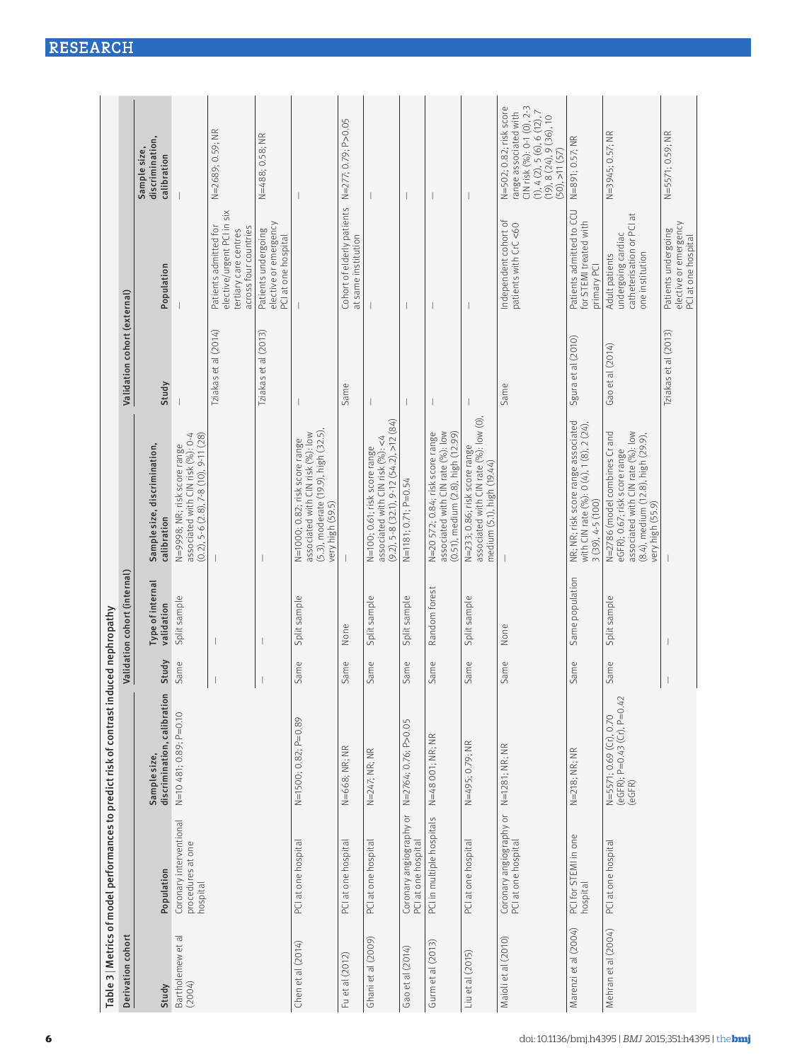Table 3 | Metrics of model performances to predict risk of contrast induced nephropathy

| Derivation cohort | | | Validation cohort (internal) | | | Validation cohort (external) | | |
|---|---|---|---|---|---|---|---|---|
| Study | Population | Sample size, discrimination, calibration | Study | Type of internal validation | Sample size, discrimination, calibration | Study | Population | Sample size, discrimination, calibration |
| Bartholomew et al (2004) | Coronary interventional procedures at one hospital | N=10 481; 0.89; P=0.10 | Same | Split sample | N=9998; NR; risk score range associated with CIN risk (%): 0-4 (0.2), 5-6 (2.8), 7-8 (10), 9-11 (28) | — | — | — |
| | | | — | — | — | Tziakas et al (2014) | Patients admitted for elective/urgent PCI in six tertiary care centres across four countries | N=2689; 0.59; NR |
| | | | — | — | — | Tziakas et al (2013) | Patients undergoing elective or emergency PCI at one hospital | N=488; 0.58; NR |
| Chen et al (2014) | PCI at one hospital | N=1500; 0.82; P=0.89 | Same | Split sample | N=1000; 0.82; risk score range associated with CIN risk (%): low (5.3), moderate (19.9), high (32.5), very high (59.5) | — | — | — |
| Fu et al (2012) | PCI at one hospital | N=668; NR; NR | Same | None | — | Same | Cohort of elderly patients at same institution | N=277; 0.79; P>0.05 |
| Ghani et al (2009) | PCI at one hospital | N=247; NR; NR | Same | Split sample | N=100; 0.61; risk score range associated with CIN risk (%): <4 (9.2), 5-8 (32.1), 9-12 (54.2), >12 (84) | — | — | — |
| Gao et al (2014) | Coronary angiography or PCI at one hospital | N=2764; 0.76; P>0.05 | Same | Split sample | N=1181; 0.71; P=0.54 | — | — | — |
| Gurm et al (2013) | PCI in multiple hospitals | N=48 001; NR; NR | Same | Random forest | N=20 572; 0.84; risk score range associated with CIN rate (%): low (0.51), medium (2.8), high (12.99) | — | — | — |
| Liu et al (2015) | PCI at one hospital | N=495; 0.79; NR | Same | Split sample | N=233; 0.86; risk score range associated with CIN rate (%): low (0), medium (5.1), high (19.44) | — | — | — |
| Maioli et al (2010) | Coronary angiography or PCI at one hospital | N=1281; NR; NR | Same | None | — | Same | Independent cohort of patients with CrC <60 | N=502; 0.82; risk score range associated with CIN risk (%): 0-1 (0), 2-3 (1), 4 (2), 5 (6), 6 (12), 7 (19), 8 (24), 9 (36), 10 (50), >11 (57) |
| Marenzi et al (2004) | PCI for STEMI in one hospital | N=218; NR; NR | Same | Same population | NR; NR; risk score range associated with CIN rate (%): 0 (4), 1 (8), 2 (24), 3 (39), 4-5 (100) | Sgura et al (2010) | Patients admitted to CCU for STEMI treated with primary PCI | N=891; 0.57; NR |
| Mehran et al (2004) | PCI at one hospital | N=5571; 0.69 (Cr), 0.70 (eGFR); P=0.43 (Cr), P=0.42 (eGFR) | Same | Split sample | N=2786 (model combines Cr and eGFR); 0.67; risk score range associated with CIN rate (%): low (8.4), medium (12.8), high (29.9), very high (55.9) | Gao et al (2014) | Adult patients undergoing cardiac catheterisation or PCI at one institution | N=3945; 0.57; NR |
| | | | — | — | — | Tziakas et al (2013) | Patients undergoing elective or emergency PCI at one hospital | N=5571; 0.59; NR |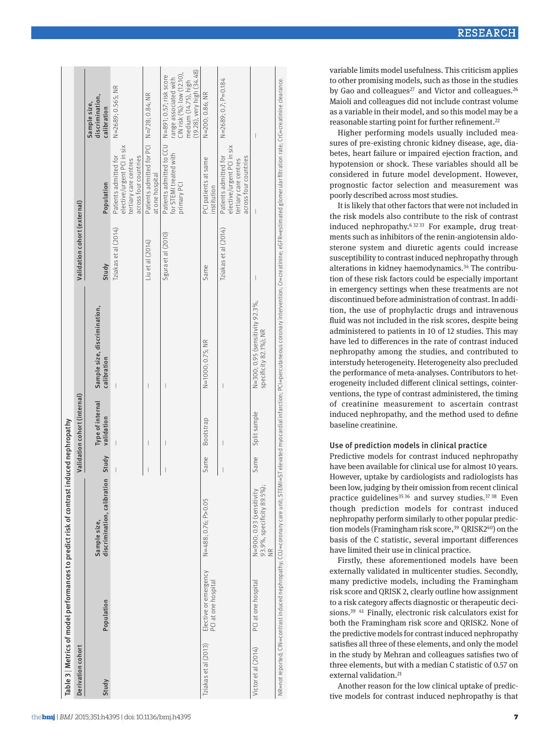Table 3 | Metrics of model performances to predict risk of contrast induced nephropathy

| Derivation cohort | | | Validation cohort (internal) | | | Validation cohort (external) | | |
|---|---|---|---|---|---|---|---|---|
| Study | Population | Sample size, discrimination, calibration | Study | Type of internal validation | Sample size, discrimination, calibration | Study | Population | Sample size, discrimination, calibration |
| | | | — | — | — | Tziakas et al (2014) | Patients admitted for elective/urgent PCI in six tertiary care centres across four countries | N=2689; 0.565; NR |
| | | | — | — | — | Liu et al (2014) | Patients admitted for PCI at one hospital | N=728; 0.84; NR |
| | | | — | — | — | Sgura et al (2010) | Patients admitted to CCU for STEMI treated with primary PCI | N=891; 0.57; risk score range associated with CIN risk (%): low (12.10), medium (14.75), high (19.28), very high (34.48) |
| Tziakas et al (2013) | Elective or emergency PCI at one hospital | N=488; 0.76; P>0.05 | Same | Bootstrap | N=1000; 0.75; NR | Same | PCI patients at same institution | N=200; 0.86; NR |
| | | | — | — | — | Tziakas et al (2014) | Patients admitted for elective/urgent PCI in six tertiary care centres across four countries | N=2689; 0.7; P=0.184 |
| Victor et al (2014) | PCI at one hospital | N=900; 0.93 (sensitivity 93.9%, specificity 89.5%); NR | Same | Split sample | N=300; 0.95 (sensitivity 92.3%, specificity 82.1%); NR | — | — | — |

NR=not reported; CIN=contrast induced nephropathy; CCU=coronary care unit; STEMI=ST elevated myocardial infarction; PCI=percutaneous coronary intervention; Cr=creatinine; eGFR=estimated glomerular filtration rate; CrCl=creatinine clearance.

variable limits model usefulness. This criticism applies to other promising models, such as those in the studies by Gao and colleagues[27] and Victor and colleagues.[26] Maioli and colleagues did not include contrast volume as a variable in their model, and so this model may be a reasonable starting point for further refinement.[22]

Higher performing models usually included measures of pre-existing chronic kidney disease, age, diabetes, heart failure or impaired ejection fraction, and hypotension or shock. These variables should all be considered in future model development. However, prognostic factor selection and measurement was poorly described across most studies.

It is likely that other factors that were not included in the risk models also contribute to the risk of contrast induced nephropathy.[6,32,33] For example, drug treatments such as inhibitors of the renin-angiotensin aldosterone system and diuretic agents could increase susceptibility to contrast induced nephropathy through alterations in kidney haemodynamics.[34] The contribution of these risk factors could be especially important in emergency settings when these treatments are not discontinued before administration of contrast. In addition, the use of prophylactic drugs and intravenous fluid was not included in the risk scores, despite being administered to patients in 10 of 12 studies. This may have led to differences in the rate of contrast induced nephropathy among the studies, and contributed to interstudy heterogeneity. Heterogeneity also precluded the performance of meta-analyses. Contributors to heterogeneity included different clinical settings, cointerventions, the type of contrast administered, the timing of creatinine measurement to ascertain contrast induced nephropathy, and the method used to define baseline creatinine.

### Use of prediction models in clinical practice

Predictive models for contrast induced nephropathy have been available for clinical use for almost 10 years. However, uptake by cardiologists and radiologists has been low, judging by their omission from recent clinical practice guidelines[35,36] and survey studies.[37,38] Even though prediction models for contrast induced nephropathy perform similarly to other popular prediction models (Framingham risk score,[39] QRISK2[40]) on the basis of the C statistic, several important differences have limited their use in clinical practice.

Firstly, these aforementioned models have been externally validated in multicenter studies. Secondly, many predictive models, including the Framingham risk score and QRISK 2, clearly outline how assignment to a risk category affects diagnostic or therapeutic decisions.[39,41] Finally, electronic risk calculators exist for both the Framingham risk score and QRISK2. None of the predictive models for contrast induced nephropathy satisfies all three of these elements, and only the model in the study by Mehran and colleagues satisfies two of three elements, but with a median C statistic of 0.57 on external validation.[21]

Another reason for the low clinical uptake of predictive models for contrast induced nephropathy is that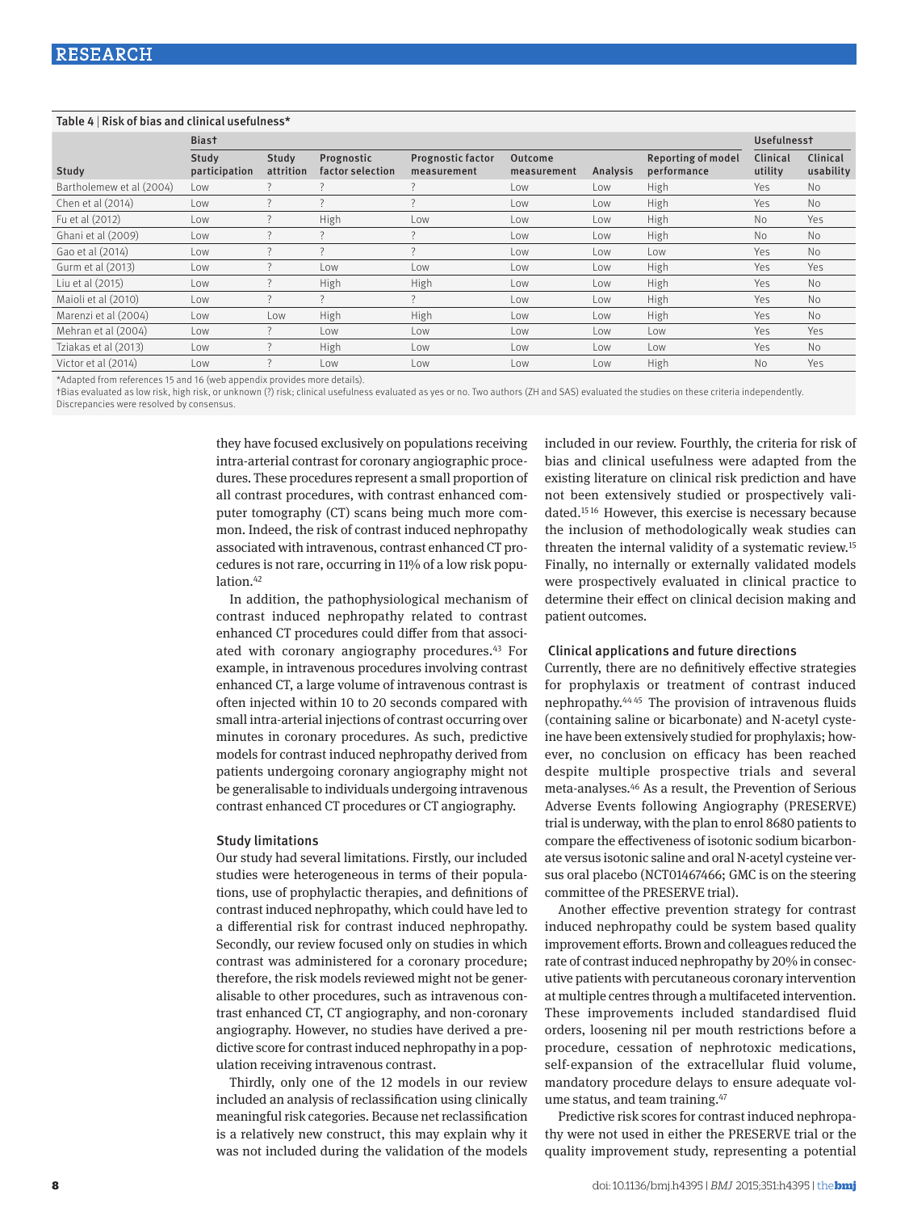Table 4 | Risk of bias and clinical usefulness*

| Study | Bias† | | | | | | | Usefulness† | |
|---|---|---|---|---|---|---|---|---|---|
| | Study participation | Study attrition | Prognostic factor selection | Prognostic factor measurement | Outcome measurement | Analysis | Reporting of model performance | Clinical utility | Clinical usability |
| Bartholemew et al (2004) | Low | ? | ? | ? | Low | Low | High | Yes | No |
| Chen et al (2014) | Low | ? | ? | ? | Low | Low | High | Yes | No |
| Fu et al (2012) | Low | ? | High | Low | Low | Low | High | No | Yes |
| Ghani et al (2009) | Low | ? | ? | ? | Low | Low | High | No | No |
| Gao et al (2014) | Low | ? | ? | ? | Low | Low | Low | Yes | No |
| Gurm et al (2013) | Low | ? | Low | Low | Low | Low | High | Yes | Yes |
| Liu et al (2015) | Low | ? | High | High | Low | Low | High | Yes | No |
| Maioli et al (2010) | Low | ? | ? | ? | Low | Low | High | Yes | No |
| Marenzi et al (2004) | Low | Low | High | High | Low | Low | High | Yes | No |
| Mehran et al (2004) | Low | ? | Low | Low | Low | Low | Low | Yes | Yes |
| Tziakas et al (2013) | Low | ? | High | Low | Low | Low | Low | Yes | No |
| Victor et al (2014) | Low | ? | Low | Low | Low | Low | High | No | Yes |

*Adapted from references 15 and 16 (web appendix provides more details).
†Bias evaluated as low risk, high risk, or unknown (?) risk; clinical usefulness evaluated as yes or no. Two authors (ZH and SAS) evaluated the studies on these criteria independently. Discrepancies were resolved by consensus.

they have focused exclusively on populations receiving intra-arterial contrast for coronary angiographic procedures. These procedures represent a small proportion of all contrast procedures, with contrast enhanced computer tomography (CT) scans being much more common. Indeed, the risk of contrast induced nephropathy associated with intravenous, contrast enhanced CT procedures is not rare, occurring in 11% of a low risk population.[42]

In addition, the pathophysiological mechanism of contrast induced nephropathy related to contrast enhanced CT procedures could differ from that associated with coronary angiography procedures.[43] For example, in intravenous procedures involving contrast enhanced CT, a large volume of intravenous contrast is often injected within 10 to 20 seconds compared with small intra-arterial injections of contrast occurring over minutes in coronary procedures. As such, predictive models for contrast induced nephropathy derived from patients undergoing coronary angiography might not be generalisable to individuals undergoing intravenous contrast enhanced CT procedures or CT angiography.

### Study limitations

Our study had several limitations. Firstly, our included studies were heterogeneous in terms of their populations, use of prophylactic therapies, and definitions of contrast induced nephropathy, which could have led to a differential risk for contrast induced nephropathy. Secondly, our review focused only on studies in which contrast was administered for a coronary procedure; therefore, the risk models reviewed might not be generalisable to other procedures, such as intravenous contrast enhanced CT, CT angiography, and non-coronary angiography. However, no studies have derived a predictive score for contrast induced nephropathy in a population receiving intravenous contrast.

Thirdly, only one of the 12 models in our review included an analysis of reclassification using clinically meaningful risk categories. Because net reclassification is a relatively new construct, this may explain why it was not included during the validation of the models included in our review. Fourthly, the criteria for risk of bias and clinical usefulness were adapted from the existing literature on clinical risk prediction and have not been extensively studied or prospectively validated.[15,16] However, this exercise is necessary because the inclusion of methodologically weak studies can threaten the internal validity of a systematic review.[15] Finally, no internally or externally validated models were prospectively evaluated in clinical practice to determine their effect on clinical decision making and patient outcomes.

### Clinical applications and future directions

Currently, there are no definitively effective strategies for prophylaxis or treatment of contrast induced nephropathy.[44,45] The provision of intravenous fluids (containing saline or bicarbonate) and N-acetyl cysteine have been extensively studied for prophylaxis; however, no conclusion on efficacy has been reached despite multiple prospective trials and several meta-analyses.[46] As a result, the Prevention of Serious Adverse Events following Angiography (PRESERVE) trial is underway, with the plan to enrol 8680 patients to compare the effectiveness of isotonic sodium bicarbonate versus isotonic saline and oral N-acetyl cysteine versus oral placebo (NCT01467466; GMC is on the steering committee of the PRESERVE trial).

Another effective prevention strategy for contrast induced nephropathy could be system based quality improvement efforts. Brown and colleagues reduced the rate of contrast induced nephropathy by 20% in consecutive patients with percutaneous coronary intervention at multiple centres through a multifaceted intervention. These improvements included standardised fluid orders, loosening nil per mouth restrictions before a procedure, cessation of nephrotoxic medications, self-expansion of the extracellular fluid volume, mandatory procedure delays to ensure adequate volume status, and team training.[47]

Predictive risk scores for contrast induced nephropathy were not used in either the PRESERVE trial or the quality improvement study, representing a potential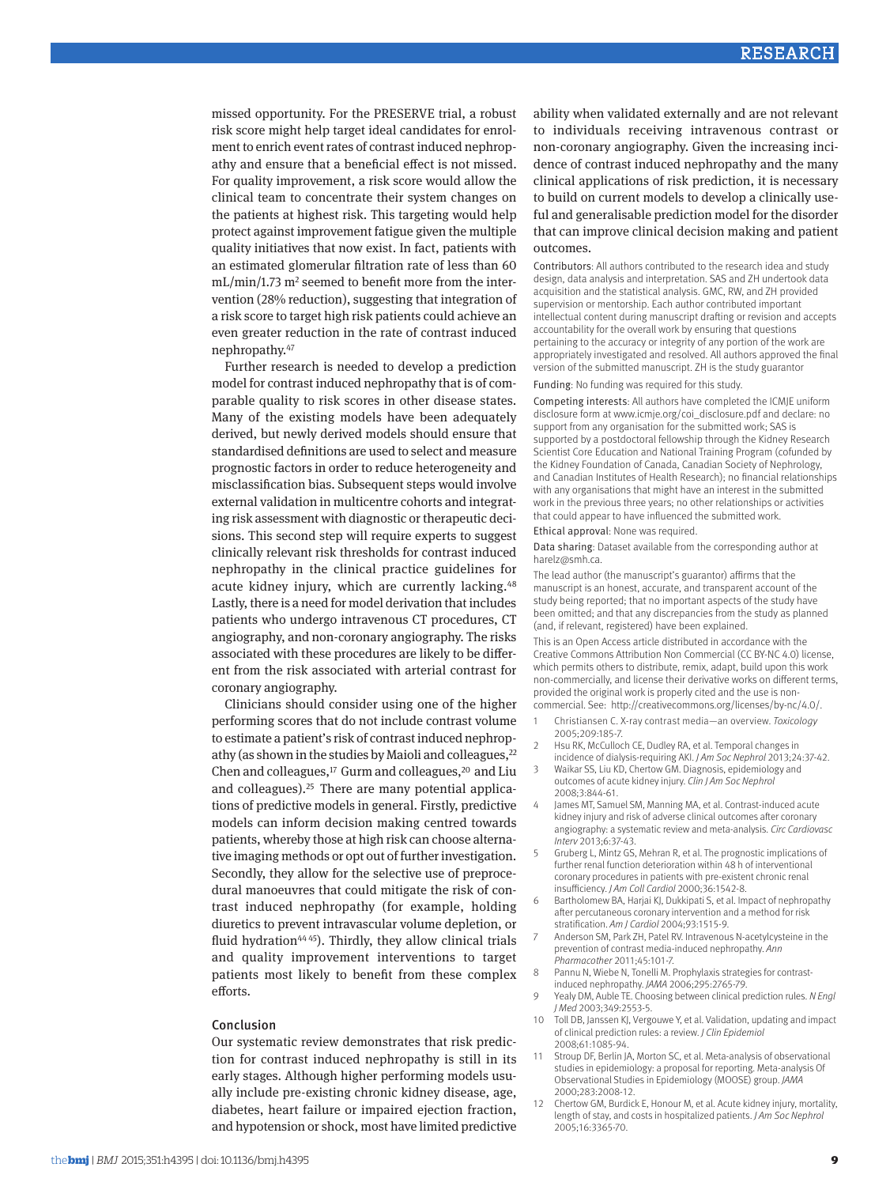missed opportunity. For the PRESERVE trial, a robust risk score might help target ideal candidates for enrolment to enrich event rates of contrast induced nephropathy and ensure that a beneficial effect is not missed. For quality improvement, a risk score would allow the clinical team to concentrate their system changes on the patients at highest risk. This targeting would help protect against improvement fatigue given the multiple quality initiatives that now exist. In fact, patients with an estimated glomerular filtration rate of less than 60 mL/min/1.73 $m^2$ seemed to benefit more from the intervention (28% reduction), suggesting that integration of a risk score to target high risk patients could achieve an even greater reduction in the rate of contrast induced nephropathy.[47]

Further research is needed to develop a prediction model for contrast induced nephropathy that is of comparable quality to risk scores in other disease states. Many of the existing models have been adequately derived, but newly derived models should ensure that standardised definitions are used to select and measure prognostic factors in order to reduce heterogeneity and misclassification bias. Subsequent steps would involve external validation in multicentre cohorts and integrating risk assessment with diagnostic or therapeutic decisions. This second step will require experts to suggest clinically relevant risk thresholds for contrast induced nephropathy in the clinical practice guidelines for acute kidney injury, which are currently lacking.[48] Lastly, there is a need for model derivation that includes patients who undergo intravenous CT procedures, CT angiography, and non-coronary angiography. The risks associated with these procedures are likely to be different from the risk associated with arterial contrast for coronary angiography.

Clinicians should consider using one of the higher performing scores that do not include contrast volume to estimate a patient's risk of contrast induced nephropathy (as shown in the studies by Maioli and colleagues,[22] Chen and colleagues,[17] Gurm and colleagues,[20] and Liu and colleagues).[25] There are many potential applications of predictive models in general. Firstly, predictive models can inform decision making centred towards patients, whereby those at high risk can choose alternative imaging methods or opt out of further investigation. Secondly, they allow for the selective use of preprocedural manoeuvres that could mitigate the risk of contrast induced nephropathy (for example, holding diuretics to prevent intravascular volume depletion, or fluid hydration[44,45]). Thirdly, they allow clinical trials and quality improvement interventions to target patients most likely to benefit from these complex efforts.

## Conclusion

Our systematic review demonstrates that risk prediction for contrast induced nephropathy is still in its early stages. Although higher performing models usually include pre-existing chronic kidney disease, age, diabetes, heart failure or impaired ejection fraction, and hypotension or shock, most have limited predictive ability when validated externally and are not relevant to individuals receiving intravenous contrast or non-coronary angiography. Given the increasing incidence of contrast induced nephropathy and the many clinical applications of risk prediction, it is necessary to build on current models to develop a clinically useful and generalisable prediction model for the disorder that can improve clinical decision making and patient outcomes.

Contributors: All authors contributed to the research idea and study design, data analysis and interpretation. SAS and ZH undertook data acquisition and the statistical analysis. GMC, RW, and ZH provided supervision or mentorship. Each author contributed important intellectual content during manuscript drafting or revision and accepts accountability for the overall work by ensuring that questions pertaining to the accuracy or integrity of any portion of the work are appropriately investigated and resolved. All authors approved the final version of the submitted manuscript. ZH is the study guarantor

Funding: No funding was required for this study.

Competing interests: All authors have completed the ICMJE uniform disclosure form at www.icmje.org/coi_disclosure.pdf and declare: no support from any organisation for the submitted work; SAS is supported by a postdoctoral fellowship through the Kidney Research Scientist Core Education and National Training Program (cofunded by the Kidney Foundation of Canada, Canadian Society of Nephrology, and Canadian Institutes of Health Research); no financial relationships with any organisations that might have an interest in the submitted work in the previous three years; no other relationships or activities that could appear to have influenced the submitted work.

Ethical approval: None was required.

Data sharing: Dataset available from the corresponding author at harelz@smh.ca.

The lead author (the manuscript's guarantor) affirms that the manuscript is an honest, accurate, and transparent account of the study being reported; that no important aspects of the study have been omitted; and that any discrepancies from the study as planned (and, if relevant, registered) have been explained.

This is an Open Access article distributed in accordance with the Creative Commons Attribution Non Commercial (CC BY-NC 4.0) license, which permits others to distribute, remix, adapt, build upon this work non-commercially, and license their derivative works on different terms, provided the original work is properly cited and the use is non-commercial. See: http://creativecommons.org/licenses/by-nc/4.0/.

1. Christiansen C. X-ray contrast media—an overview. *Toxicology* 2005;209:185-7.
2. Hsu RK, McCulloch CE, Dudley RA, et al. Temporal changes in incidence of dialysis-requiring AKI. *J Am Soc Nephrol* 2013;24:37-42.
3. Waikar SS, Liu KD, Chertow GM. Diagnosis, epidemiology and outcomes of acute kidney injury. *Clin J Am Soc Nephrol* 2008;3:844-61.
4. James MT, Samuel SM, Manning MA, et al. Contrast-induced acute kidney injury and risk of adverse clinical outcomes after coronary angiography: a systematic review and meta-analysis. *Circ Cardiovasc Interv* 2013;6:37-43.
5. Gruberg L, Mintz GS, Mehran R, et al. The prognostic implications of further renal function deterioration within 48 h of interventional coronary procedures in patients with pre-existent chronic renal insufficiency. *J Am Coll Cardiol* 2000;36:1542-8.
6. Bartholomew BA, Harjai KJ, Dukkipati S, et al. Impact of nephropathy after percutaneous coronary intervention and a method for risk stratification. *Am J Cardiol* 2004;93:1515-9.
7. Anderson SM, Park ZH, Patel RV. Intravenous N-acetylcysteine in the prevention of contrast media-induced nephropathy. *Ann Pharmacother* 2011;45:101-7.
8. Pannu N, Wiebe N, Tonelli M. Prophylaxis strategies for contrast-induced nephropathy. *JAMA* 2006;295:2765-79.
9. Yealy DM, Auble TE. Choosing between clinical prediction rules. *N Engl J Med* 2003;349:2553-5.
10. Toll DB, Janssen KJ, Vergouwe Y, et al. Validation, updating and impact of clinical prediction rules: a review. *J Clin Epidemiol* 2008;61:1085-94.
11. Stroup DF, Berlin JA, Morton SC, et al. Meta-analysis of observational studies in epidemiology: a proposal for reporting. Meta-analysis Of Observational Studies in Epidemiology (MOOSE) group. *JAMA* 2000;283:2008-12.
12. Chertow GM, Burdick E, Honour M, et al. Acute kidney injury, mortality, length of stay, and costs in hospitalized patients. *J Am Soc Nephrol* 2005;16:3365-70.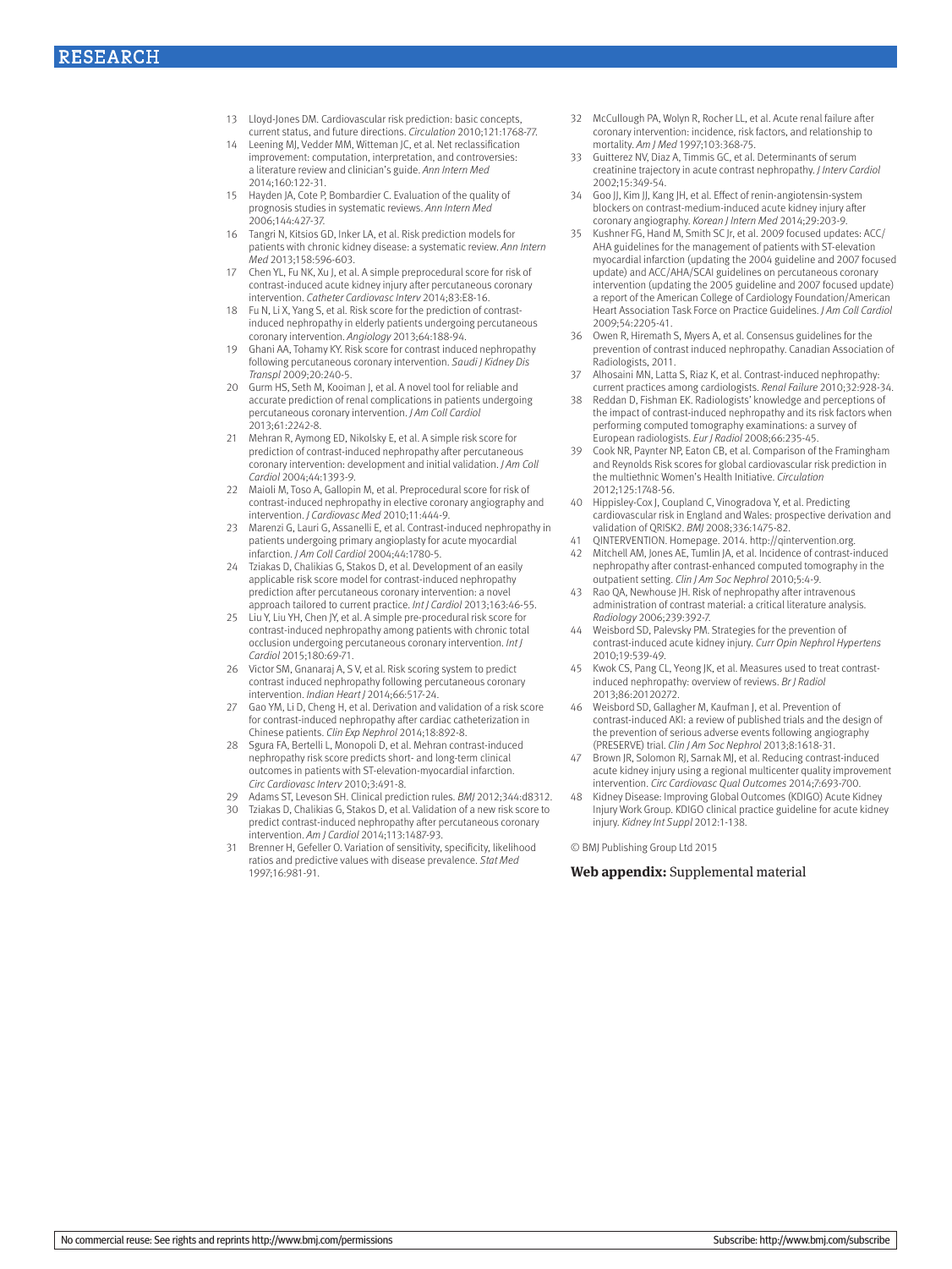13 Lloyd-Jones DM. Cardiovascular risk prediction: basic concepts, current status, and future directions. *Circulation* 2010;121:1768-77.

14 Leening MJ, Vedder MM, Witteman JC, et al. Net reclassification improvement: computation, interpretation, and controversies: a literature review and clinician's guide. *Ann Intern Med* 2014;160:122-31.

15 Hayden JA, Cote P, Bombardier C. Evaluation of the quality of prognosis studies in systematic reviews. *Ann Intern Med* 2006;144:427-37.

16 Tangri N, Kitsios GD, Inker LA, et al. Risk prediction models for patients with chronic kidney disease: a systematic review. *Ann Intern Med* 2013;158:596-603.

17 Chen YL, Fu NK, Xu J, et al. A simple preprocedural score for risk of contrast-induced acute kidney injury after percutaneous coronary intervention. *Catheter Cardiovasc Interv* 2014;83:E8-16.

18 Fu N, Li X, Yang S, et al. Risk score for the prediction of contrast-induced nephropathy in elderly patients undergoing percutaneous coronary intervention. *Angiology* 2013;64:188-94.

19 Ghani AA, Tohamy KY. Risk score for contrast induced nephropathy following percutaneous coronary intervention. *Saudi J Kidney Dis Transpl* 2009;20:240-5.

20 Gurm HS, Seth M, Kooiman J, et al. A novel tool for reliable and accurate prediction of renal complications in patients undergoing percutaneous coronary intervention. *J Am Coll Cardiol* 2013;61:2242-8.

21 Mehran R, Aymong ED, Nikolsky E, et al. A simple risk score for prediction of contrast-induced nephropathy after percutaneous coronary intervention: development and initial validation. *J Am Coll Cardiol* 2004;44:1393-9.

22 Maioli M, Toso A, Gallopin M, et al. Preprocedural score for risk of contrast-induced nephropathy in elective coronary angiography and intervention. *J Cardiovasc Med* 2010;11:444-9.

23 Marenzi G, Lauri G, Assanelli E, et al. Contrast-induced nephropathy in patients undergoing primary angioplasty for acute myocardial infarction. *J Am Coll Cardiol* 2004;44:1780-5.

24 Tziakas D, Chalikias G, Stakos D, et al. Development of an easily applicable risk score model for contrast-induced nephropathy prediction after percutaneous coronary intervention: a novel approach tailored to current practice. *Int J Cardiol* 2013;163:46-55.

25 Liu Y, Liu YH, Chen JY, et al. A simple pre-procedural risk score for contrast-induced nephropathy among patients with chronic total occlusion undergoing percutaneous coronary intervention. *Int J Cardiol* 2015;180:69-71.

26 Victor SM, Gnanaraj A, S V, et al. Risk scoring system to predict contrast induced nephropathy following percutaneous coronary intervention. *Indian Heart J* 2014;66:517-24.

27 Gao YM, Li D, Cheng H, et al. Derivation and validation of a risk score for contrast-induced nephropathy after cardiac catheterization in Chinese patients. *Clin Exp Nephrol* 2014;18:892-8.

28 Sgura FA, Bertelli L, Monopoli D, et al. Mehran contrast-induced nephropathy risk score predicts short- and long-term clinical outcomes in patients with ST-elevation-myocardial infarction. *Circ Cardiovasc Interv* 2010;3:491-8.

29 Adams ST, Leveson SH. Clinical prediction rules. *BMJ* 2012;344:d8312.

30 Tziakas D, Chalikias G, Stakos D, et al. Validation of a new risk score to predict contrast-induced nephropathy after percutaneous coronary intervention. *Am J Cardiol* 2014;113:1487-93.

31 Brenner H, Gefeller O. Variation of sensitivity, specificity, likelihood ratios and predictive values with disease prevalence. *Stat Med* 1997;16:981-91.

32 McCullough PA, Wolyn R, Rocher LL, et al. Acute renal failure after coronary intervention: incidence, risk factors, and relationship to mortality. *Am J Med* 1997;103:368-75.

33 Guitterez NV, Diaz A, Timmis GC, et al. Determinants of serum creatinine trajectory in acute contrast nephropathy. *J Interv Cardiol* 2002;15:349-54.

34 Goo JJ, Kim JJ, Kang JH, et al. Effect of renin-angiotensin-system blockers on contrast-medium-induced acute kidney injury after coronary angiography. *Korean J Intern Med* 2014;29:203-9.

35 Kushner FG, Hand M, Smith SC Jr, et al. 2009 focused updates: ACC/AHA guidelines for the management of patients with ST-elevation myocardial infarction (updating the 2004 guideline and 2007 focused update) and ACC/AHA/SCAI guidelines on percutaneous coronary intervention (updating the 2005 guideline and 2007 focused update) a report of the American College of Cardiology Foundation/American Heart Association Task Force on Practice Guidelines. *J Am Coll Cardiol* 2009;54:2205-41.

36 Owen R, Hiremath S, Myers A, et al. Consensus guidelines for the prevention of contrast induced nephropathy. Canadian Association of Radiologists, 2011.

37 Alhosaini MN, Latta S, Riaz K, et al. Contrast-induced nephropathy: current practices among cardiologists. *Renal Failure* 2010;32:928-34.

38 Reddan D, Fishman EK. Radiologists' knowledge and perceptions of the impact of contrast-induced nephropathy and its risk factors when performing computed tomography examinations: a survey of European radiologists. *Eur J Radiol* 2008;66:235-45.

39 Cook NR, Paynter NP, Eaton CB, et al. Comparison of the Framingham and Reynolds Risk scores for global cardiovascular risk prediction in the multiethnic Women's Health Initiative. *Circulation* 2012;125:1748-56.

40 Hippisley-Cox J, Coupland C, Vinogradova Y, et al. Predicting cardiovascular risk in England and Wales: prospective derivation and validation of QRISK2. *BMJ* 2008;336:1475-82.

41 QINTERVENTION. Homepage. 2014. http://qintervention.org.

42 Mitchell AM, Jones AE, Tumlin JA, et al. Incidence of contrast-induced nephropathy after contrast-enhanced computed tomography in the outpatient setting. *Clin J Am Soc Nephrol* 2010;5:4-9.

43 Rao QA, Newhouse JH. Risk of nephropathy after intravenous administration of contrast material: a critical literature analysis. *Radiology* 2006;239:392-7.

44 Weisbord SD, Palevsky PM. Strategies for the prevention of contrast-induced acute kidney injury. *Curr Opin Nephrol Hypertens* 2010;19:539-49.

45 Kwok CS, Pang CL, Yeong JK, et al. Measures used to treat contrast-induced nephropathy: overview of reviews. *Br J Radiol* 2013;86:20120272.

46 Weisbord SD, Gallagher M, Kaufman J, et al. Prevention of contrast-induced AKI: a review of published trials and the design of the prevention of serious adverse events following angiography (PRESERVE) trial. *Clin J Am Soc Nephrol* 2013;8:1618-31.

47 Brown JR, Solomon RJ, Sarnak MJ, et al. Reducing contrast-induced acute kidney injury using a regional multicenter quality improvement intervention. *Circ Cardiovasc Qual Outcomes* 2014;7:693-700.

48 Kidney Disease: Improving Global Outcomes (KDIGO) Acute Kidney Injury Work Group. KDIGO clinical practice guideline for acute kidney injury. *Kidney Int Suppl* 2012:1-138.

© BMJ Publishing Group Ltd 2015

**Web appendix:** Supplemental material